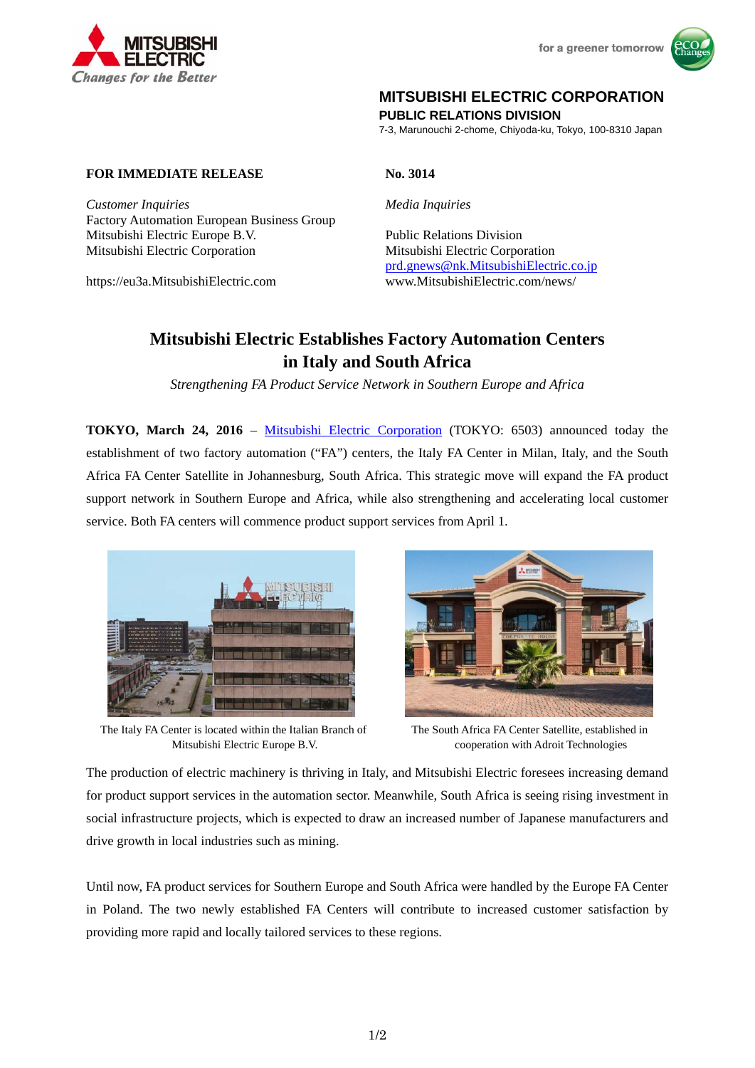MITSUBISHI ELECTRIC CORPORATION
**PUBLIC RELATIONS DIVISION**
7-3, Marunouchi 2-chome, Chiyoda-ku, Tokyo, 100-8310 Japan

**FOR IMMEDIATE RELEASE**

**No. 3014**

*Customer Inquiries*
Factory Automation European Business Group
Mitsubishi Electric Europe B.V.
Mitsubishi Electric Corporation

https://eu3a.MitsubishiElectric.com

*Media Inquiries*

Public Relations Division
Mitsubishi Electric Corporation
prd.gnews@nk.MitsubishiElectric.co.jp
www.MitsubishiElectric.com/news/

# Mitsubishi Electric Establishes Factory Automation Centers in Italy and South Africa

*Strengthening FA Product Service Network in Southern Europe and Africa*

**TOKYO, March 24, 2016** – Mitsubishi Electric Corporation (TOKYO: 6503) announced today the establishment of two factory automation ("FA") centers, the Italy FA Center in Milan, Italy, and the South Africa FA Center Satellite in Johannesburg, South Africa. This strategic move will expand the FA product support network in Southern Europe and Africa, while also strengthening and accelerating local customer service. Both FA centers will commence product support services from April 1.

The Italy FA Center is located within the Italian Branch of Mitsubishi Electric Europe B.V.

The South Africa FA Center Satellite, established in cooperation with Adroit Technologies

The production of electric machinery is thriving in Italy, and Mitsubishi Electric foresees increasing demand for product support services in the automation sector. Meanwhile, South Africa is seeing rising investment in social infrastructure projects, which is expected to draw an increased number of Japanese manufacturers and drive growth in local industries such as mining.

Until now, FA product services for Southern Europe and South Africa were handled by the Europe FA Center in Poland. The two newly established FA Centers will contribute to increased customer satisfaction by providing more rapid and locally tailored services to these regions.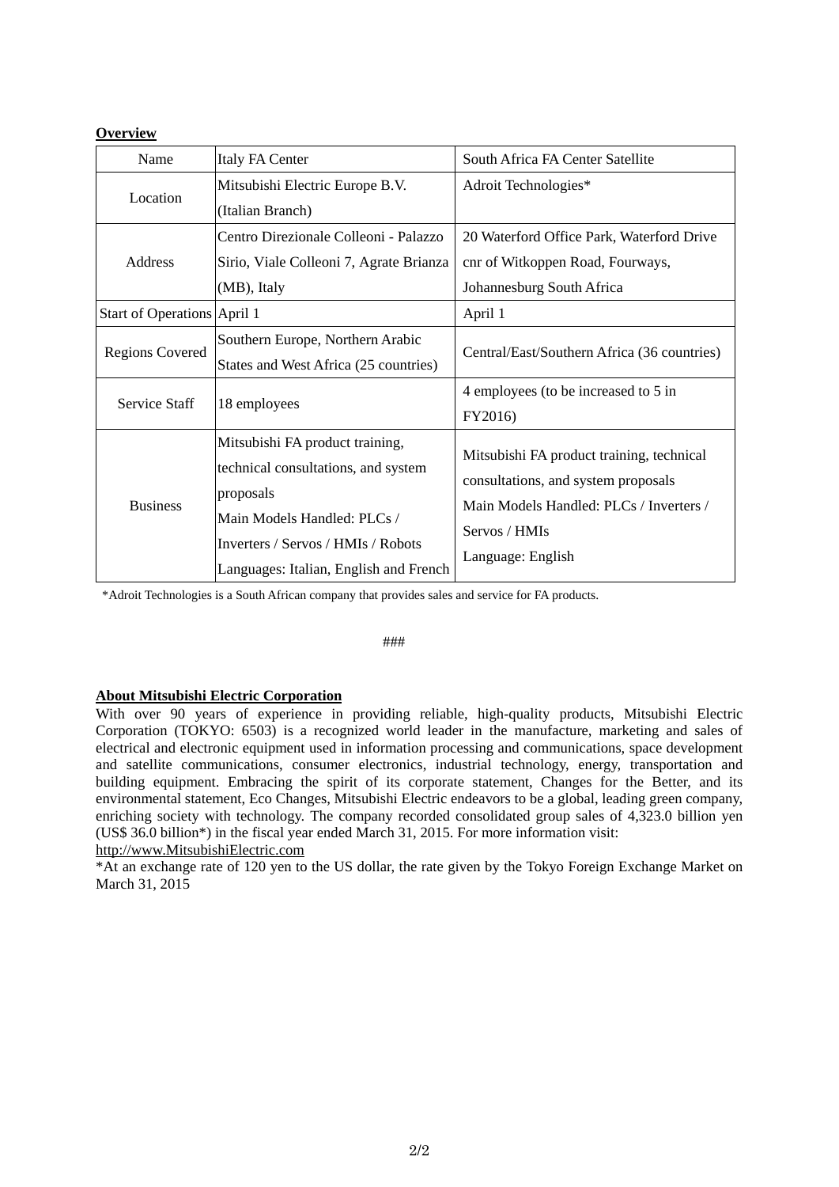**Overview**

| Name | Italy FA Center | South Africa FA Center Satellite |
|---|---|---|
| Location | Mitsubishi Electric Europe B.V. (Italian Branch) | Adroit Technologies* |
| Address | Centro Direzionale Colleoni - Palazzo Sirio, Viale Colleoni 7, Agrate Brianza (MB), Italy | 20 Waterford Office Park, Waterford Drive cnr of Witkoppen Road, Fourways, Johannesburg South Africa |
| Start of Operations | April 1 | April 1 |
| Regions Covered | Southern Europe, Northern Arabic States and West Africa (25 countries) | Central/East/Southern Africa (36 countries) |
| Service Staff | 18 employees | 4 employees (to be increased to 5 in FY2016) |
| Business | Mitsubishi FA product training, technical consultations, and system proposals<br>Main Models Handled: PLCs / Inverters / Servos / HMIs / Robots<br>Languages: Italian, English and French | Mitsubishi FA product training, technical consultations, and system proposals<br>Main Models Handled: PLCs / Inverters / Servos / HMIs<br>Language: English |

*Adroit Technologies is a South African company that provides sales and service for FA products.

###

**About Mitsubishi Electric Corporation**

With over 90 years of experience in providing reliable, high-quality products, Mitsubishi Electric Corporation (TOKYO: 6503) is a recognized world leader in the manufacture, marketing and sales of electrical and electronic equipment used in information processing and communications, space development and satellite communications, consumer electronics, industrial technology, energy, transportation and building equipment. Embracing the spirit of its corporate statement, Changes for the Better, and its environmental statement, Eco Changes, Mitsubishi Electric endeavors to be a global, leading green company, enriching society with technology. The company recorded consolidated group sales of 4,323.0 billion yen (US$ 36.0 billion*) in the fiscal year ended March 31, 2015. For more information visit:
http://www.MitsubishiElectric.com

*At an exchange rate of 120 yen to the US dollar, the rate given by the Tokyo Foreign Exchange Market on March 31, 2015